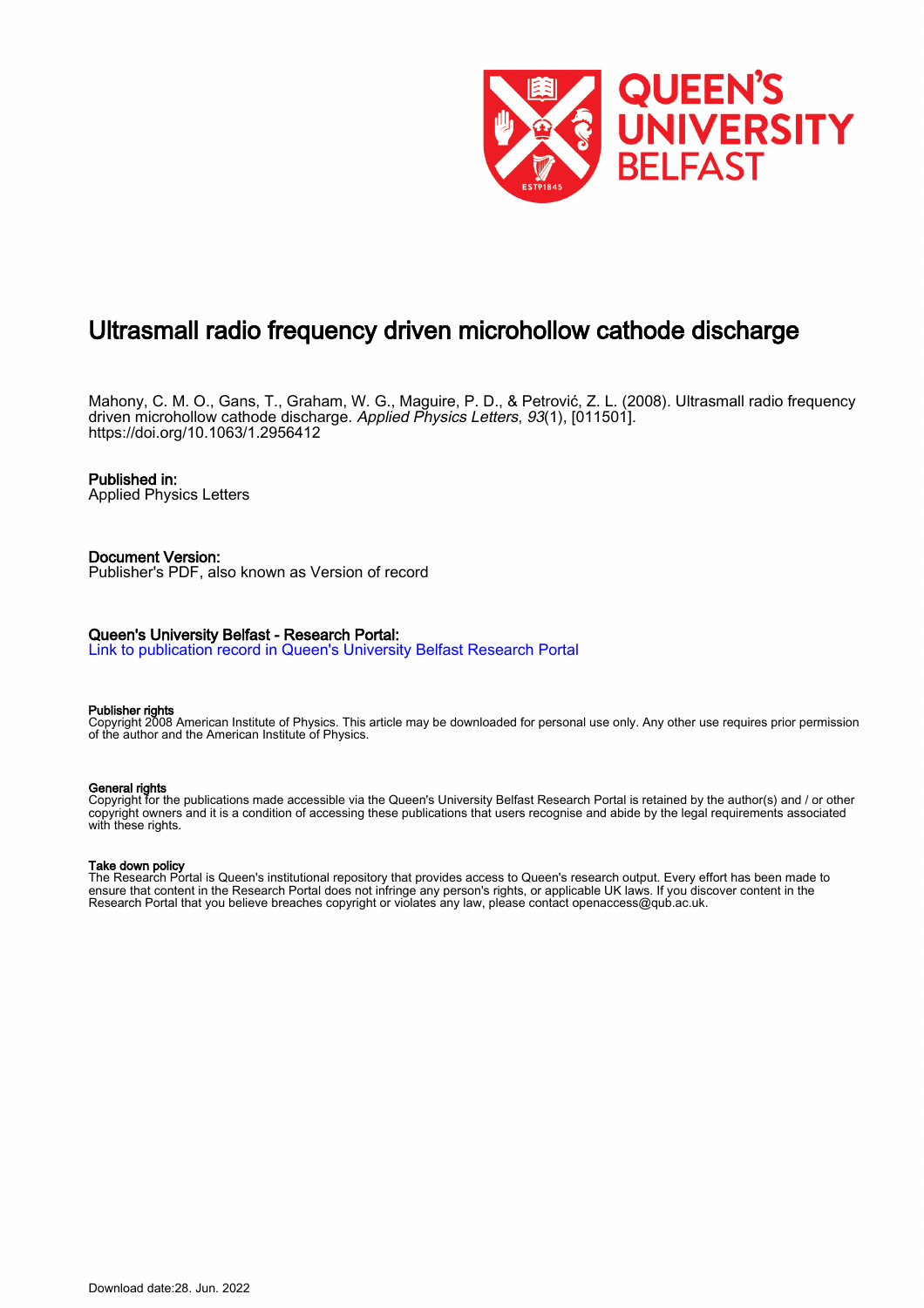# Ultrasmall radio frequency driven microhollow cathode discharge

Mahony, C. M. O., Gans, T., Graham, W. G., Maguire, P. D., & Petrović, Z. L. (2008). Ultrasmall radio frequency driven microhollow cathode discharge. *Applied Physics Letters*, *93*(1), [011501]. https://doi.org/10.1063/1.2956412

**Published in:**
Applied Physics Letters

**Document Version:**
Publisher's PDF, also known as Version of record

**Queen's University Belfast - Research Portal:**
[Link to publication record in Queen's University Belfast Research Portal]

**Publisher rights**
Copyright 2008 American Institute of Physics. This article may be downloaded for personal use only. Any other use requires prior permission of the author and the American Institute of Physics.

**General rights**
Copyright for the publications made accessible via the Queen's University Belfast Research Portal is retained by the author(s) and / or other copyright owners and it is a condition of accessing these publications that users recognise and abide by the legal requirements associated with these rights.

**Take down policy**
The Research Portal is Queen's institutional repository that provides access to Queen's research output. Every effort has been made to ensure that content in the Research Portal does not infringe any person's rights, or applicable UK laws. If you discover content in the Research Portal that you believe breaches copyright or violates any law, please contact openaccess@qub.ac.uk.

Download date:28. Jun. 2022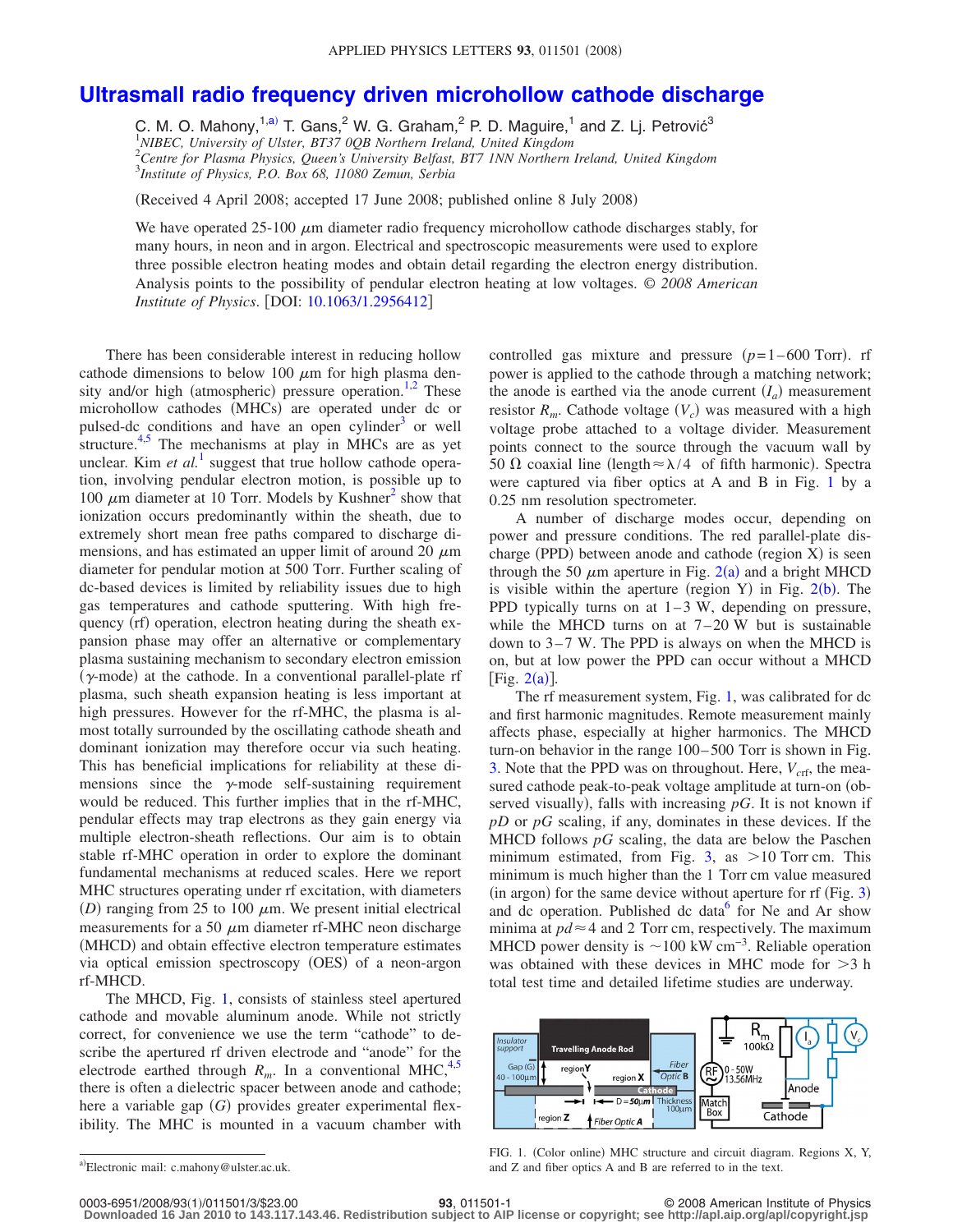# Ultrasmall radio frequency driven microhollow cathode discharge

C. M. O. Mahony,[1,a)] T. Gans,[2] W. G. Graham,[2] P. D. Maguire,[1] and Z. Lj. Petrović[3]

[1]NIBEC, University of Ulster, BT37 0QB Northern Ireland, United Kingdom
[2]Centre for Plasma Physics, Queen's University Belfast, BT7 1NN Northern Ireland, United Kingdom
[3]Institute of Physics, P.O. Box 68, 11080 Zemun, Serbia

(Received 4 April 2008; accepted 17 June 2008; published online 8 July 2008)

We have operated 25-100 $\mu$m diameter radio frequency microhollow cathode discharges stably, for many hours, in neon and in argon. Electrical and spectroscopic measurements were used to explore three possible electron heating modes and obtain detail regarding the electron energy distribution. Analysis points to the possibility of pendular electron heating at low voltages. © *2008 American Institute of Physics*. [DOI: 10.1063/1.2956412]

There has been considerable interest in reducing hollow cathode dimensions to below 100 $\mu$m for high plasma density and/or high (atmospheric) pressure operation.[1,2] These microhollow cathodes (MHCs) are operated under dc or pulsed-dc conditions and have an open cylinder[3] or well structure.[4,5] The mechanisms at play in MHCs are as yet unclear. Kim *et al.*[1] suggest that true hollow cathode operation, involving pendular electron motion, is possible up to 100 $\mu$m diameter at 10 Torr. Models by Kushner[2] show that ionization occurs predominantly within the sheath, due to extremely short mean free paths compared to discharge dimensions, and has estimated an upper limit of around 20 $\mu$m diameter for pendular motion at 500 Torr. Further scaling of dc-based devices is limited by reliability issues due to high gas temperatures and cathode sputtering. With high frequency (rf) operation, electron heating during the sheath expansion phase may offer an alternative or complementary plasma sustaining mechanism to secondary electron emission ($\gamma$-mode) at the cathode. In a conventional parallel-plate rf plasma, such sheath expansion heating is less important at high pressures. However for the rf-MHC, the plasma is almost totally surrounded by the oscillating cathode sheath and dominant ionization may therefore occur via such heating. This has beneficial implications for reliability at these dimensions since the $\gamma$-mode self-sustaining requirement would be reduced. This further implies that in the rf-MHC, pendular effects may trap electrons as they gain energy via multiple electron-sheath reflections. Our aim is to obtain stable rf-MHC operation in order to explore the dominant fundamental mechanisms at reduced scales. Here we report MHC structures operating under rf excitation, with diameters ($D$) ranging from 25 to 100 $\mu$m. We present initial electrical measurements for a 50 $\mu$m diameter rf-MHC neon discharge (MHCD) and obtain effective electron temperature estimates via optical emission spectroscopy (OES) of a neon-argon rf-MHCD.

The MHCD, Fig. 1, consists of stainless steel apertured cathode and movable aluminum anode. While not strictly correct, for convenience we use the term "cathode" to describe the apertured rf driven electrode and "anode" for the electrode earthed through $R_m$. In a conventional MHC,[4,5] there is often a dielectric spacer between anode and cathode; here a variable gap ($G$) provides greater experimental flexibility. The MHC is mounted in a vacuum chamber with controlled gas mixture and pressure ($p$=1–600 Torr). rf power is applied to the cathode through a matching network; the anode is earthed via the anode current ($I_a$) measurement resistor $R_m$. Cathode voltage ($V_c$) was measured with a high voltage probe attached to a voltage divider. Measurement points connect to the source through the vacuum wall by 50 $\Omega$ coaxial line (length$\approx\lambda/4$ of fifth harmonic). Spectra were captured via fiber optics at A and B in Fig. 1 by a 0.25 nm resolution spectrometer.

A number of discharge modes occur, depending on power and pressure conditions. The red parallel-plate discharge (PPD) between anode and cathode (region X) is seen through the 50 $\mu$m aperture in Fig. 2(a) and a bright MHCD is visible within the aperture (region Y) in Fig. 2(b). The PPD typically turns on at 1–3 W, depending on pressure, while the MHCD turns on at 7–20 W but is sustainable down to 3–7 W. The PPD is always on when the MHCD is on, but at low power the PPD can occur without a MHCD [Fig. 2(a)].

The rf measurement system, Fig. 1, was calibrated for dc and first harmonic magnitudes. Remote measurement mainly affects phase, especially at higher harmonics. The MHCD turn-on behavior in the range 100–500 Torr is shown in Fig. 3. Note that the PPD was on throughout. Here, $V_{crf}$, the measured cathode peak-to-peak voltage amplitude at turn-on (observed visually), falls with increasing $pG$. It is not known if $pD$ or $pG$ scaling, if any, dominates in these devices. If the MHCD follows $pG$ scaling, the data are below the Paschen minimum estimated, from Fig. 3, as >10 Torr cm. This minimum is much higher than the 1 Torr cm value measured (in argon) for the same device without aperture for rf (Fig. 3) and dc operation. Published dc data[6] for Ne and Ar show minima at $pd\approx4$ and 2 Torr cm, respectively. The maximum MHCD power density is ~100 kW cm$^{-3}$. Reliable operation was obtained with these devices in MHC mode for >3 h total test time and detailed lifetime studies are underway.

FIG. 1. (Color online) MHC structure and circuit diagram. Regions X, Y, and Z and fiber optics A and B are referred to in the text.

[a)]Electronic mail: c.mahony@ulster.ac.uk.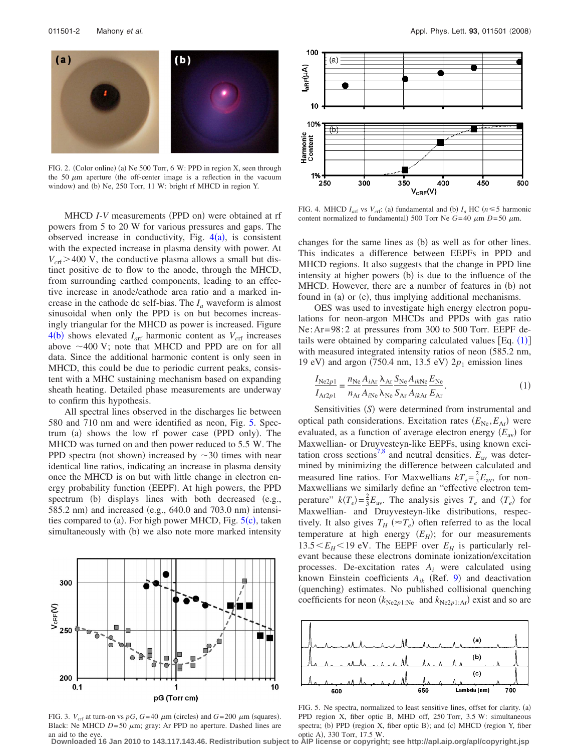FIG. 2. (Color online) (a) Ne 500 Torr, 6 W: PPD in region X, seen through the 50 $\mu$m aperture (the off-center image is a reflection in the vacuum window) and (b) Ne, 250 Torr, 11 W: bright rf MHCD in region Y.

MHCD *I-V* measurements (PPD on) were obtained at rf powers from 5 to 20 W for various pressures and gaps. The observed increase in conductivity, Fig. 4(a), is consistent with the expected increase in plasma density with power. At $V_{crf}>400$ V, the conductive plasma allows a small but distinct positive dc to flow to the anode, through the MHCD, from surrounding earthed components, leading to an effective increase in anode/cathode area ratio and a marked increase in the cathode dc self-bias. The $I_a$ waveform is almost sinusoidal when only the PPD is on but becomes increasingly triangular for the MHCD as power is increased. Figure 4(b) shows elevated $I_{arf}$ harmonic content as $V_{crf}$ increases above $\sim$400 V; note that MHCD and PPD are on for all data. Since the additional harmonic content is only seen in MHCD, this could be due to periodic current peaks, consistent with a MHC sustaining mechanism based on expanding sheath heating. Detailed phase measurements are underway to confirm this hypothesis.

All spectral lines observed in the discharges lie between 580 and 710 nm and were identified as neon, Fig. 5. Spectrum (a) shows the low rf power case (PPD only). The MHCD was turned on and then power reduced to 5.5 W. The PPD spectra (not shown) increased by $\sim$30 times with near identical line ratios, indicating an increase in plasma density once the MHCD is on but with little change in electron energy probability function (EEPF). At high powers, the PPD spectrum (b) displays lines with both decreased (e.g., 585.2 nm) and increased (e.g., 640.0 and 703.0 nm) intensities compared to (a). For high power MHCD, Fig. 5(c), taken simultaneously with (b) we also note more marked intensity changes for the same lines as (b) as well as for other lines. This indicates a difference between EEPFs in PPD and MHCD regions. It also suggests that the change in PPD line intensity at higher powers (b) is due to the influence of the MHCD. However, there are a number of features in (b) not found in (a) or (c), thus implying additional mechanisms.

FIG. 3. $V_{crf}$ at turn-on vs $pG$, $G=40$ $\mu$m (circles) and $G=200$ $\mu$m (squares). Black: Ne MHCD $D=50$ $\mu$m; gray: Ar PPD no aperture. Dashed lines are an aid to the eye.

FIG. 4. MHCD $I_{arf}$ vs $V_{crf}$: (a) fundamental and (b) $I_a$ HC ($n\leq 5$ harmonic content normalized to fundamental) 500 Torr Ne $G=40$ $\mu$m $D=50$ $\mu$m.

OES was used to investigate high energy electron populations for neon-argon MHCDs and PPDs with gas ratio Ne:Ar=98:2 at pressures from 300 to 500 Torr. EEPF details were obtained by comparing calculated values [Eq. (1)] with measured integrated intensity ratios of neon (585.2 nm, 19 eV) and argon (750.4 nm, 13.5 eV) $2p_1$ emission lines

$$\frac{I_{\mathrm{Ne}2p1}}{I_{\mathrm{Ar}2p1}} = \frac{n_{\mathrm{Ne}}}{n_{\mathrm{Ar}}}\frac{A_{i\mathrm{Ar}}}{A_{i\mathrm{Ne}}}\frac{\lambda_{\mathrm{Ar}}}{\lambda_{\mathrm{Ne}}}\frac{S_{\mathrm{Ne}}}{S_{\mathrm{Ar}}}\frac{A_{ik\mathrm{Ne}}}{A_{ik\mathrm{Ar}}}\frac{E_{\mathrm{Ne}}}{E_{\mathrm{Ar}}}. \tag{1}$$

Sensitivities ($S$) were determined from instrumental and optical path considerations. Excitation rates ($E_{\mathrm{Ne}},E_{\mathrm{Ar}}$) were evaluated, as a function of average electron energy ($E_{\mathrm{av}}$) for Maxwellian- or Druyvesteyn-like EEPFs, using known excitation cross sections[7,8] and neutral densities. $E_{\mathrm{av}}$ was determined by minimizing the difference between calculated and measured line ratios. For Maxwellians $kT_e=\frac{2}{3}E_{\mathrm{av}}$, for non-Maxwellians we similarly define an "effective electron temperature" $k\langle T_e\rangle=\frac{2}{3}E_{\mathrm{av}}$. The analysis gives $T_e$ and $\langle T_e\rangle$ for Maxwellian- and Druyvesteyn-like distributions, respectively. It also gives $T_H$ ($\approx T_e$) often referred to as the local temperature at high energy ($E_H$); for our measurements $13.5<E_H<19$ eV. The EEPF over $E_H$ is particularly relevant because these electrons dominate ionization/excitation processes. De-excitation rates $A_i$ were calculated using known Einstein coefficients $A_{ik}$ (Ref. 9) and deactivation (quenching) estimates. No published collisional quenching coefficients for neon ($k_{\mathrm{Ne}2p1:\mathrm{Ne}}$ and $k_{\mathrm{Ne}2p1:\mathrm{Ar}}$) exist and so are

FIG. 5. Ne spectra, normalized to least sensitive lines, offset for clarity. (a) PPD region X, fiber optic B, MHD off, 250 Torr, 3.5 W: simultaneous spectra; (b) PPD (region X, fiber optic B); and (c) MHCD (region Y, fiber optic A), 330 Torr, 17.5 W.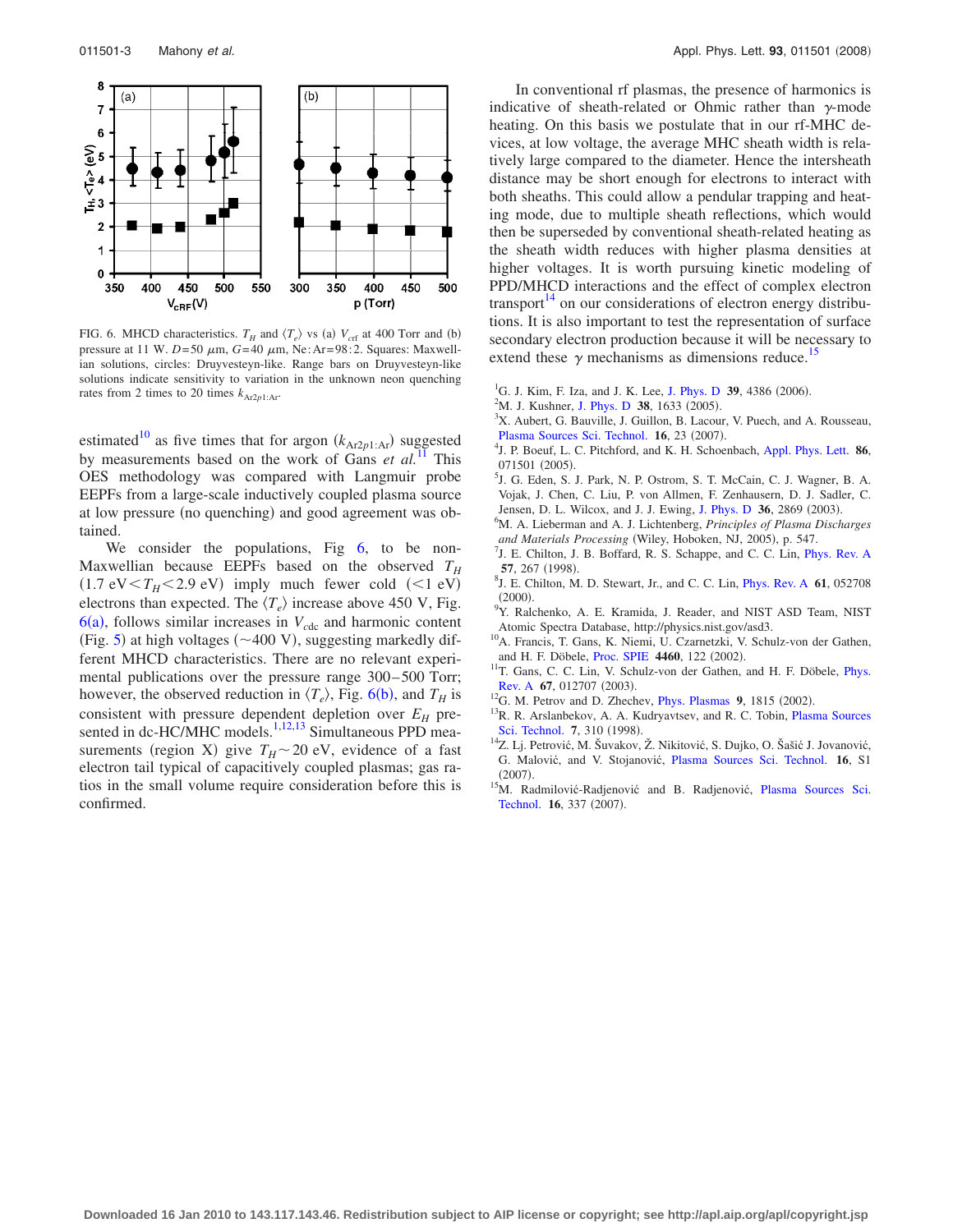(a)

$T_H$, $\langle T_e \rangle$ (eV)

8
7
6
5
4
3
2
1
0

350 400 450 500 550

$V_{cRF}$(V)

(b)

300 350 400 450 500

p (Torr)

FIG. 6. MHCD characteristics. $T_H$ and $\langle T_e \rangle$ vs (a) $V_{crf}$ at 400 Torr and (b) pressure at 11 W. $D=50$ $\mu$m, $G=40$ $\mu$m, Ne:Ar=98:2. Squares: Maxwellian solutions, circles: Druyvesteyn-like. Range bars on Druyvesteyn-like solutions indicate sensitivity to variation in the unknown neon quenching rates from 2 times to 20 times $k_{Ar2p1:Ar}$.

estimated[10] as five times that for argon ($k_{Ar2p1:Ar}$) suggested by measurements based on the work of Gans *et al.*[11] This OES methodology was compared with Langmuir probe EEPFs from a large-scale inductively coupled plasma source at low pressure (no quenching) and good agreement was obtained.

We consider the populations, Fig 6, to be non-Maxwellian because EEPFs based on the observed $T_H$ ($1.7$ eV$<T_H<2.9$ eV) imply much fewer cold ($<1$ eV) electrons than expected. The $\langle T_e \rangle$ increase above 450 V, Fig. 6(a), follows similar increases in $V_{cdc}$ and harmonic content (Fig. 5) at high voltages ($\sim$400 V), suggesting markedly different MHCD characteristics. There are no relevant experimental publications over the pressure range 300–500 Torr; however, the observed reduction in $\langle T_e \rangle$, Fig. 6(b), and $T_H$ is consistent with pressure dependent depletion over $E_H$ presented in dc-HC/MHC models.[1,12,13] Simultaneous PPD measurements (region X) give $T_H \sim 20$ eV, evidence of a fast electron tail typical of capacitively coupled plasmas; gas ratios in the small volume require consideration before this is confirmed.

In conventional rf plasmas, the presence of harmonics is indicative of sheath-related or Ohmic rather than $\gamma$-mode heating. On this basis we postulate that in our rf-MHC devices, at low voltage, the average MHC sheath width is relatively large compared to the diameter. Hence the intersheath distance may be short enough for electrons to interact with both sheaths. This could allow a pendular trapping and heating mode, due to multiple sheath reflections, which would then be superseded by conventional sheath-related heating as the sheath width reduces with higher plasma densities at higher voltages. It is worth pursuing kinetic modeling of PPD/MHCD interactions and the effect of complex electron transport[14] on our considerations of electron energy distributions. It is also important to test the representation of surface secondary electron production because it will be necessary to extend these $\gamma$ mechanisms as dimensions reduce.[15]

[1] G. J. Kim, F. Iza, and J. K. Lee, J. Phys. D **39**, 4386 (2006).

[2] M. J. Kushner, J. Phys. D **38**, 1633 (2005).

[3] X. Aubert, G. Bauville, J. Guillon, B. Lacour, V. Puech, and A. Rousseau, Plasma Sources Sci. Technol. **16**, 23 (2007).

[4] J. P. Boeuf, L. C. Pitchford, and K. H. Schoenbach, Appl. Phys. Lett. **86**, 071501 (2005).

[5] J. G. Eden, S. J. Park, N. P. Ostrom, S. T. McCain, C. J. Wagner, B. A. Vojak, J. Chen, C. Liu, P. von Allmen, F. Zenhausern, D. J. Sadler, C. Jensen, D. L. Wilcox, and J. J. Ewing, J. Phys. D **36**, 2869 (2003).

[6] M. A. Lieberman and A. J. Lichtenberg, *Principles of Plasma Discharges and Materials Processing* (Wiley, Hoboken, NJ, 2005), p. 547.

[7] J. E. Chilton, J. B. Boffard, R. S. Schappe, and C. C. Lin, Phys. Rev. A **57**, 267 (1998).

[8] J. E. Chilton, M. D. Stewart, Jr., and C. C. Lin, Phys. Rev. A **61**, 052708 (2000).

[9] Y. Ralchenko, A. E. Kramida, J. Reader, and NIST ASD Team, NIST Atomic Spectra Database, http://physics.nist.gov/asd3.

[10] A. Francis, T. Gans, K. Niemi, U. Czarnetzki, V. Schulz-von der Gathen, and H. F. Döbele, Proc. SPIE **4460**, 122 (2002).

[11] T. Gans, C. C. Lin, V. Schulz-von der Gathen, and H. F. Döbele, Phys. Rev. A **67**, 012707 (2003).

[12] G. M. Petrov and D. Zhechev, Phys. Plasmas **9**, 1815 (2002).

[13] R. R. Arslanbekov, A. A. Kudryavtsev, and R. C. Tobin, Plasma Sources Sci. Technol. **7**, 310 (1998).

[14] Z. Lj. Petrović, M. Šuvakov, Ž. Nikitović, S. Dujko, O. Šašić J. Jovanović, G. Malović, and V. Stojanović, Plasma Sources Sci. Technol. **16**, S1 (2007).

[15] M. Radmilović-Radjenović and B. Radjenović, Plasma Sources Sci. Technol. **16**, 337 (2007).